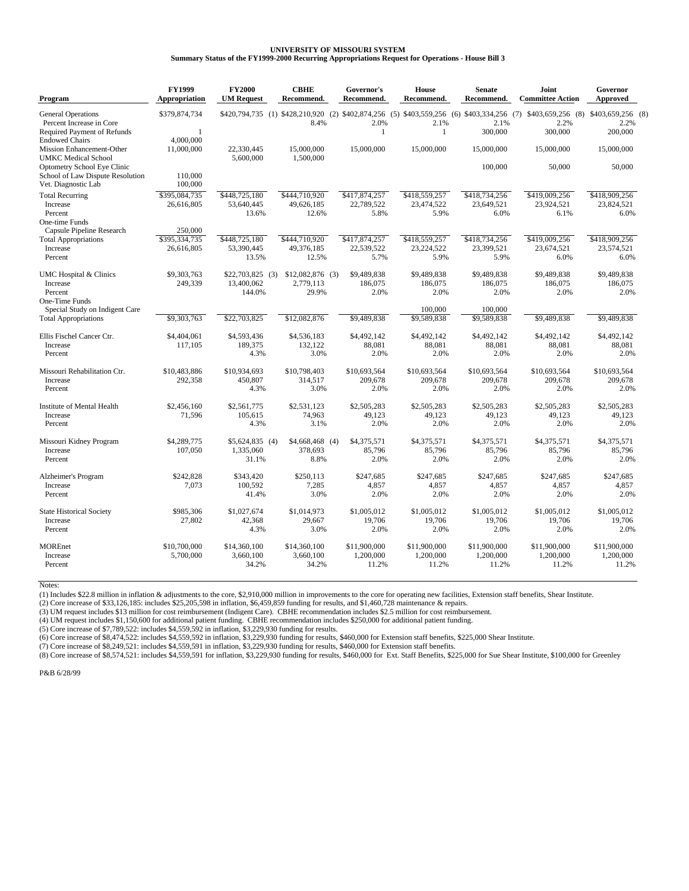**UNIVERSITY OF MISSOURI SYSTEM**

**Summary Status of the FY1999-2000 Recurring Appropriations Request for Operations - House Bill 3**

| Program | FY1999 Appropriation | FY2000 UM Request | CBHE Recommend. | Governor's Recommend. | House Recommend. | Senate Recommend. | Joint Committee Action | Governor Approved |
|---|---|---|---|---|---|---|---|---|
| General Operations | $379,874,734 | $420,794,735 (1) | $428,210,920 (2) | $402,874,256 (5) | $403,559,256 (6) | $403,334,256 (7) | $403,659,256 (8) | $403,659,256 (8) |
| Percent Increase in Core | | | 8.4% | 2.0% | 2.1% | 2.1% | 2.2% | 2.2% |
| Required Payment of Refunds | 1 | | | 1 | 1 | 300,000 | 300,000 | 200,000 |
| Endowed Chairs | 4,000,000 | | | | | | | |
| Mission Enhancement-Other | 11,000,000 | 22,330,445 | 15,000,000 | 15,000,000 | 15,000,000 | 15,000,000 | 15,000,000 | 15,000,000 |
| UMKC Medical School | | 5,600,000 | 1,500,000 | | | | | |
| Optometry School Eye Clinic | | | | | | 100,000 | 50,000 | 50,000 |
| School of Law Dispute Resolution | 110,000 | | | | | | | |
| Vet. Diagnostic Lab | 100,000 | | | | | | | |
| Total Recurring | $395,084,735 | $448,725,180 | $444,710,920 | $417,874,257 | $418,559,257 | $418,734,256 | $419,009,256 | $418,909,256 |
| Increase | 26,616,805 | 53,640,445 | 49,626,185 | 22,789,522 | 23,474,522 | 23,649,521 | 23,924,521 | 23,824,521 |
| Percent | | 13.6% | 12.6% | 5.8% | 5.9% | 6.0% | 6.1% | 6.0% |
| One-time Funds | | | | | | | | |
| Capsule Pipeline Research | 250,000 | | | | | | | |
| Total Appropriations | $395,334,735 | $448,725,180 | $444,710,920 | $417,874,257 | $418,559,257 | $418,734,256 | $419,009,256 | $418,909,256 |
| Increase | 26,616,805 | 53,390,445 | 49,376,185 | 22,539,522 | 23,224,522 | 23,399,521 | 23,674,521 | 23,574,521 |
| Percent | | 13.5% | 12.5% | 5.7% | 5.9% | 5.9% | 6.0% | 6.0% |
| UMC Hospital & Clinics | $9,303,763 | $22,703,825 (3) | $12,082,876 (3) | $9,489,838 | $9,489,838 | $9,489,838 | $9,489,838 | $9,489,838 |
| Increase | 249,339 | 13,400,062 | 2,779,113 | 186,075 | 186,075 | 186,075 | 186,075 | 186,075 |
| Percent | | 144.0% | 29.9% | 2.0% | 2.0% | 2.0% | 2.0% | 2.0% |
| One-Time Funds | | | | | | | | |
| Special Study on Indigent Care | | | | | 100,000 | 100,000 | | |
| Total Appropriations | $9,303,763 | $22,703,825 | $12,082,876 | $9,489,838 | $9,589,838 | $9,589,838 | $9,489,838 | $9,489,838 |
| Ellis Fischel Cancer Ctr. | $4,404,061 | $4,593,436 | $4,536,183 | $4,492,142 | $4,492,142 | $4,492,142 | $4,492,142 | $4,492,142 |
| Increase | 117,105 | 189,375 | 132,122 | 88,081 | 88,081 | 88,081 | 88,081 | 88,081 |
| Percent | | 4.3% | 3.0% | 2.0% | 2.0% | 2.0% | 2.0% | 2.0% |
| Missouri Rehabilitation Ctr. | $10,483,886 | $10,934,693 | $10,798,403 | $10,693,564 | $10,693,564 | $10,693,564 | $10,693,564 | $10,693,564 |
| Increase | 292,358 | 450,807 | 314,517 | 209,678 | 209,678 | 209,678 | 209,678 | 209,678 |
| Percent | | 4.3% | 3.0% | 2.0% | 2.0% | 2.0% | 2.0% | 2.0% |
| Institute of Mental Health | $2,456,160 | $2,561,775 | $2,531,123 | $2,505,283 | $2,505,283 | $2,505,283 | $2,505,283 | $2,505,283 |
| Increase | 71,596 | 105,615 | 74,963 | 49,123 | 49,123 | 49,123 | 49,123 | 49,123 |
| Percent | | 4.3% | 3.1% | 2.0% | 2.0% | 2.0% | 2.0% | 2.0% |
| Missouri Kidney Program | $4,289,775 | $5,624,835 (4) | $4,668,468 (4) | $4,375,571 | $4,375,571 | $4,375,571 | $4,375,571 | $4,375,571 |
| Increase | 107,050 | 1,335,060 | 378,693 | 85,796 | 85,796 | 85,796 | 85,796 | 85,796 |
| Percent | | 31.1% | 8.8% | 2.0% | 2.0% | 2.0% | 2.0% | 2.0% |
| Alzheimer's Program | $242,828 | $343,420 | $250,113 | $247,685 | $247,685 | $247,685 | $247,685 | $247,685 |
| Increase | 7,073 | 100,592 | 7,285 | 4,857 | 4,857 | 4,857 | 4,857 | 4,857 |
| Percent | | 41.4% | 3.0% | 2.0% | 2.0% | 2.0% | 2.0% | 2.0% |
| State Historical Society | $985,306 | $1,027,674 | $1,014,973 | $1,005,012 | $1,005,012 | $1,005,012 | $1,005,012 | $1,005,012 |
| Increase | 27,802 | 42,368 | 29,667 | 19,706 | 19,706 | 19,706 | 19,706 | 19,706 |
| Percent | | 4.3% | 3.0% | 2.0% | 2.0% | 2.0% | 2.0% | 2.0% |
| MOREnet | $10,700,000 | $14,360,100 | $14,360,100 | $11,900,000 | $11,900,000 | $11,900,000 | $11,900,000 | $11,900,000 |
| Increase | 5,700,000 | 3,660,100 | 3,660,100 | 1,200,000 | 1,200,000 | 1,200,000 | 1,200,000 | 1,200,000 |
| Percent | | 34.2% | 34.2% | 11.2% | 11.2% | 11.2% | 11.2% | 11.2% |

Notes:

(1) Includes $22.8 million in inflation & adjustments to the core, $2,910,000 million in improvements to the core for operating new facilities, Extension staff benefits, Shear Institute.

(2) Core increase of $33,126,185: includes $25,205,598 in inflation, $6,459,859 funding for results, and $1,460,728 maintenance & repairs.

(3) UM request includes $13 million for cost reimbursement (Indigent Care). CBHE recommendation includes $2.5 million for cost reimbursement.

(4) UM request includes $1,150,600 for additional patient funding. CBHE recommendation includes $250,000 for additional patient funding.

(5) Core increase of $7,789,522: includes $4,559,592 in inflation, $3,229,930 funding for results.

(6) Core increase of $8,474,522: includes $4,559,592 in inflation, $3,229,930 funding for results, $460,000 for Extension staff benefits, $225,000 Shear Institute.

(7) Core increase of $8,249,521: includes $4,559,591 in inflation, $3,229,930 funding for results, $460,000 for Extension staff benefits.

(8) Core increase of $8,574,521: includes $4,559,591 for inflation, $3,229,930 funding for results, $460,000 for Ext. Staff Benefits, $225,000 for Sue Shear Institute, $100,000 for Greenley

P&B 6/28/99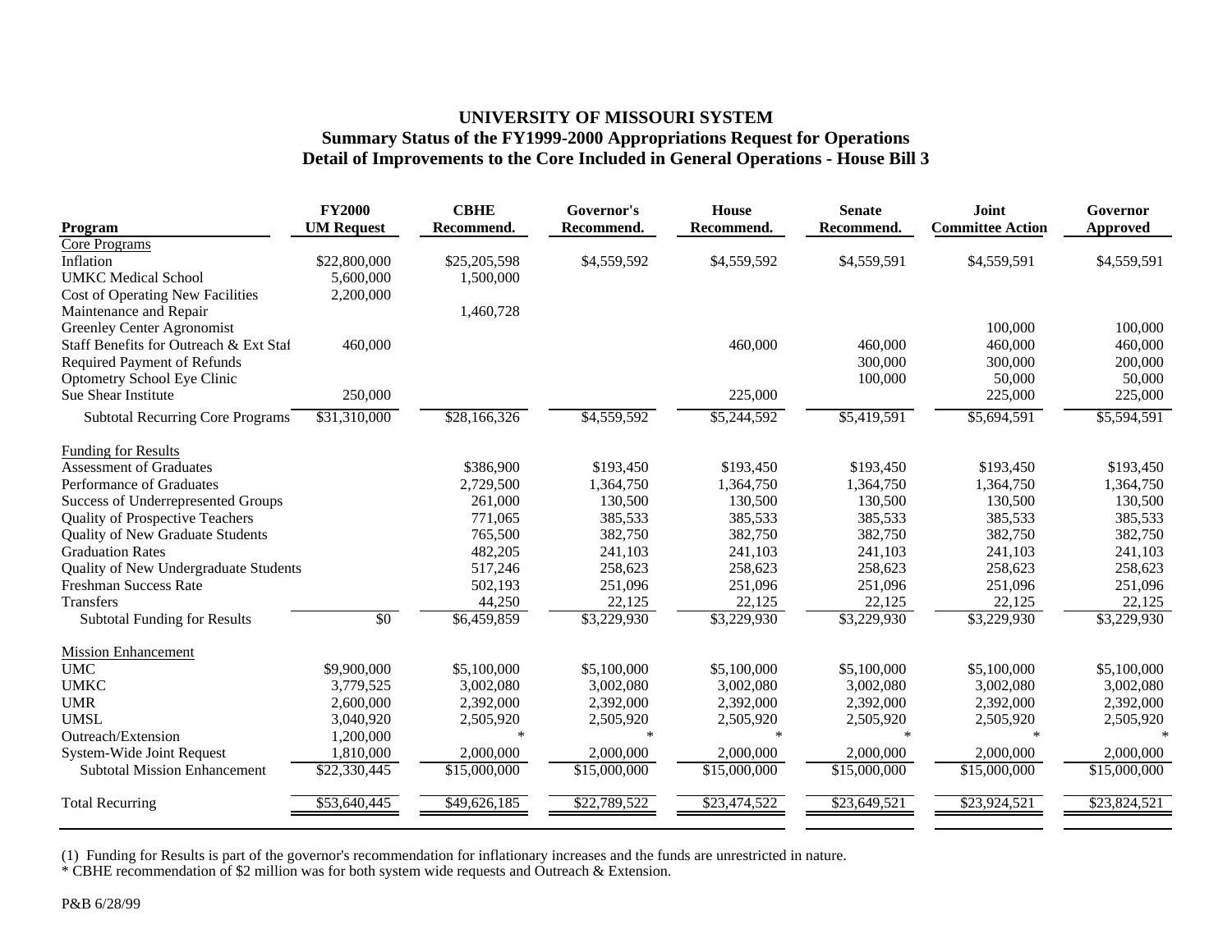# UNIVERSITY OF MISSOURI SYSTEM
## Summary Status of the FY1999-2000 Appropriations Request for Operations
## Detail of Improvements to the Core Included in General Operations - House Bill 3

| Program | FY2000 UM Request | CBHE Recommend. | Governor's Recommend. | House Recommend. | Senate Recommend. | Joint Committee Action | Governor Approved |
|---|---|---|---|---|---|---|---|
| Core Programs | | | | | | | |
| Inflation | $22,800,000 | $25,205,598 | $4,559,592 | $4,559,592 | $4,559,591 | $4,559,591 | $4,559,591 |
| UMKC Medical School | 5,600,000 | 1,500,000 | | | | | |
| Cost of Operating New Facilities | 2,200,000 | | | | | | |
| Maintenance and Repair | | 1,460,728 | | | | | |
| Greenley Center Agronomist | | | | | | 100,000 | 100,000 |
| Staff Benefits for Outreach & Ext Staf | 460,000 | | | 460,000 | 460,000 | 460,000 | 460,000 |
| Required Payment of Refunds | | | | | 300,000 | 300,000 | 200,000 |
| Optometry School Eye Clinic | | | | | 100,000 | 50,000 | 50,000 |
| Sue Shear Institute | 250,000 | | | 225,000 | | 225,000 | 225,000 |
| Subtotal Recurring Core Programs | $31,310,000 | $28,166,326 | $4,559,592 | $5,244,592 | $5,419,591 | $5,694,591 | $5,594,591 |
| Funding for Results | | | | | | | |
| Assessment of Graduates | | $386,900 | $193,450 | $193,450 | $193,450 | $193,450 | $193,450 |
| Performance of Graduates | | 2,729,500 | 1,364,750 | 1,364,750 | 1,364,750 | 1,364,750 | 1,364,750 |
| Success of Underrepresented Groups | | 261,000 | 130,500 | 130,500 | 130,500 | 130,500 | 130,500 |
| Quality of Prospective Teachers | | 771,065 | 385,533 | 385,533 | 385,533 | 385,533 | 385,533 |
| Quality of New Graduate Students | | 765,500 | 382,750 | 382,750 | 382,750 | 382,750 | 382,750 |
| Graduation Rates | | 482,205 | 241,103 | 241,103 | 241,103 | 241,103 | 241,103 |
| Quality of New Undergraduate Students | | 517,246 | 258,623 | 258,623 | 258,623 | 258,623 | 258,623 |
| Freshman Success Rate | | 502,193 | 251,096 | 251,096 | 251,096 | 251,096 | 251,096 |
| Transfers | | 44,250 | 22,125 | 22,125 | 22,125 | 22,125 | 22,125 |
| Subtotal Funding for Results | $0 | $6,459,859 | $3,229,930 | $3,229,930 | $3,229,930 | $3,229,930 | $3,229,930 |
| Mission Enhancement | | | | | | | |
| UMC | $9,900,000 | $5,100,000 | $5,100,000 | $5,100,000 | $5,100,000 | $5,100,000 | $5,100,000 |
| UMKC | 3,779,525 | 3,002,080 | 3,002,080 | 3,002,080 | 3,002,080 | 3,002,080 | 3,002,080 |
| UMR | 2,600,000 | 2,392,000 | 2,392,000 | 2,392,000 | 2,392,000 | 2,392,000 | 2,392,000 |
| UMSL | 3,040,920 | 2,505,920 | 2,505,920 | 2,505,920 | 2,505,920 | 2,505,920 | 2,505,920 |
| Outreach/Extension | 1,200,000 | * | * | * | * | * | * |
| System-Wide Joint Request | 1,810,000 | 2,000,000 | 2,000,000 | 2,000,000 | 2,000,000 | 2,000,000 | 2,000,000 |
| Subtotal Mission Enhancement | $22,330,445 | $15,000,000 | $15,000,000 | $15,000,000 | $15,000,000 | $15,000,000 | $15,000,000 |
| Total Recurring | $53,640,445 | $49,626,185 | $22,789,522 | $23,474,522 | $23,649,521 | $23,924,521 | $23,824,521 |

(1) Funding for Results is part of the governor's recommendation for inflationary increases and the funds are unrestricted in nature.
* CBHE recommendation of $2 million was for both system wide requests and Outreach & Extension.

P&B 6/28/99